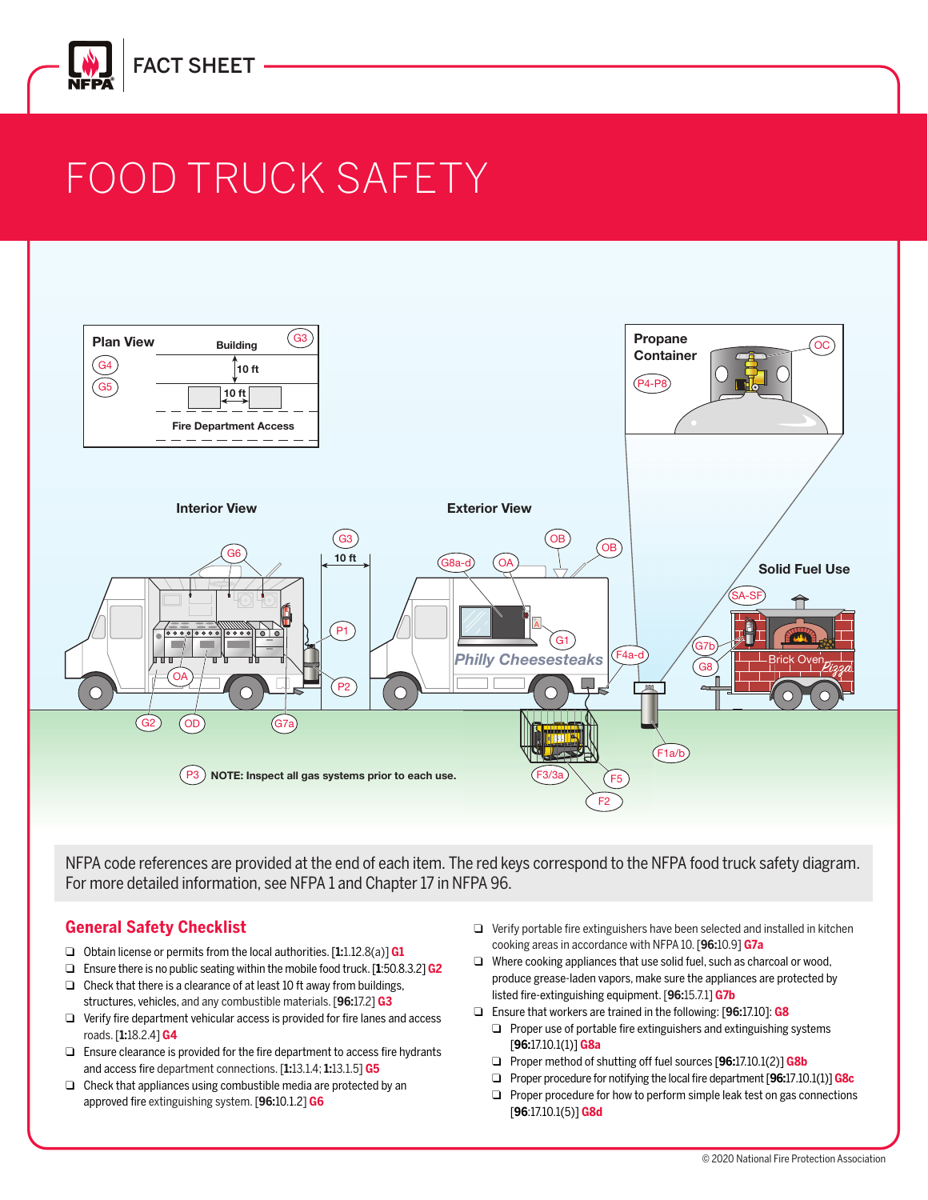FACT SHEET

# FOOD TRUCK SAFETY

NFPA code references are provided at the end of each item. The red keys correspond to the NFPA food truck safety diagram. For more detailed information, see NFPA 1 and Chapter 17 in NFPA 96.

## General Safety Checklist

- ❑ Obtain license or permits from the local authorities. [**1**:1.12.8(a)] **G1**
- ❑ Ensure there is no public seating within the mobile food truck. [**1**:50.8.3.2] **G2**
- ❑ Check that there is a clearance of at least 10 ft away from buildings, structures, vehicles, and any combustible materials. [**96**:17.2] **G3**
- ❑ Verify fire department vehicular access is provided for fire lanes and access roads. [**1**:18.2.4] **G4**
- ❑ Ensure clearance is provided for the fire department to access fire hydrants and access fire department connections. [**1**:13.1.4; **1**:13.1.5] **G5**
- ❑ Check that appliances using combustible media are protected by an approved fire extinguishing system. [**96**:10.1.2] **G6**
- ❑ Verify portable fire extinguishers have been selected and installed in kitchen cooking areas in accordance with NFPA 10. [**96**:10.9] **G7a**
- ❑ Where cooking appliances that use solid fuel, such as charcoal or wood, produce grease-laden vapors, make sure the appliances are protected by listed fire-extinguishing equipment. [**96**:15.7.1] **G7b**
- ❑ Ensure that workers are trained in the following: [**96**:17.10]: **G8**
  - ❑ Proper use of portable fire extinguishers and extinguishing systems [**96**:17.10.1(1)] **G8a**
  - ❑ Proper method of shutting off fuel sources [**96**:17.10.1(2)] **G8b**
  - ❑ Proper procedure for notifying the local fire department [**96**:17.10.1(1)] **G8c**
  - ❑ Proper procedure for how to perform simple leak test on gas connections [**96**:17.10.1(5)] **G8d**

© 2020 National Fire Protection Association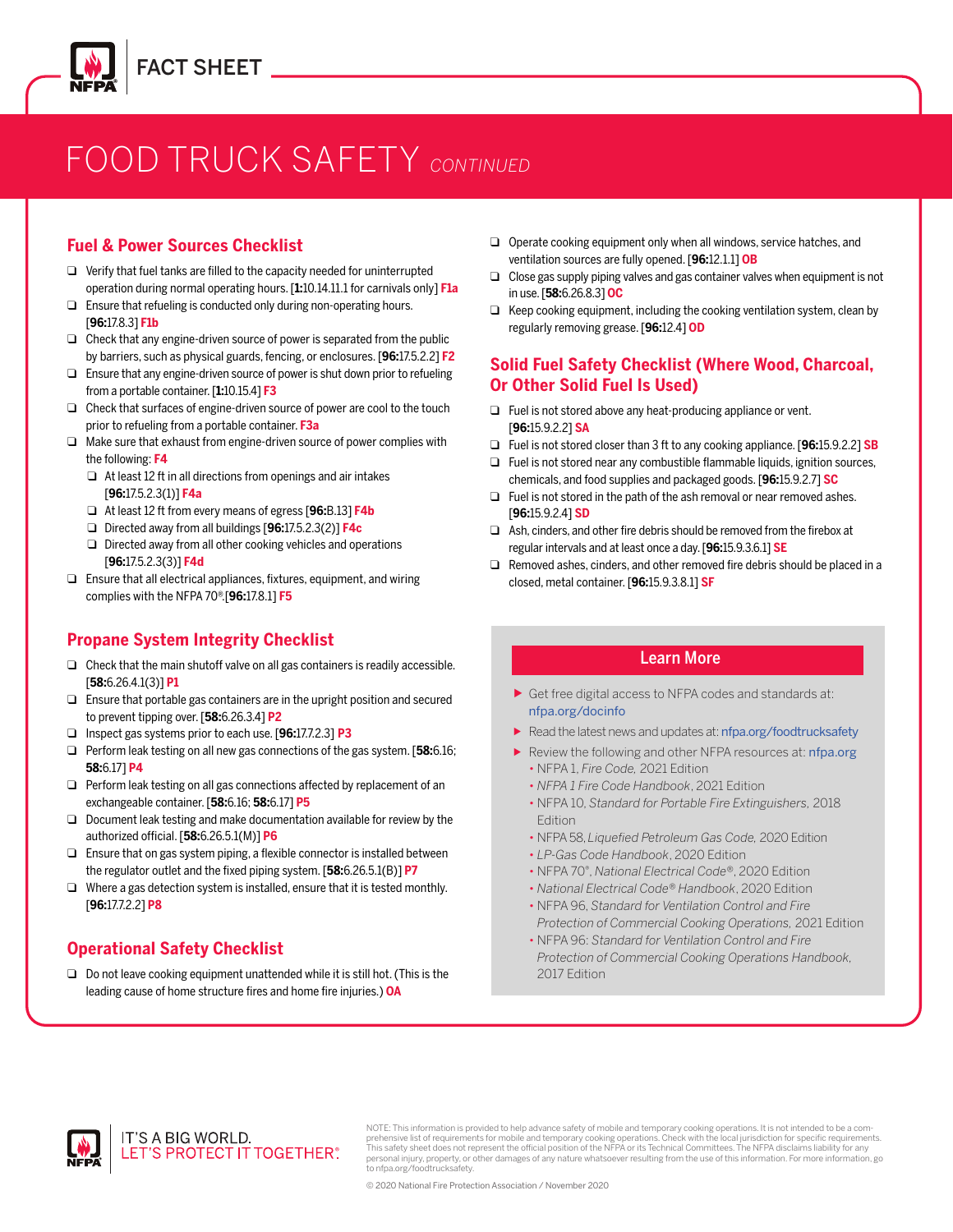# FOOD TRUCK SAFETY *CONTINUED*

## Fuel & Power Sources Checklist

- ❑ Verify that fuel tanks are filled to the capacity needed for uninterrupted operation during normal operating hours. [**1:**10.14.11.1 for carnivals only] **F1a**
- ❑ Ensure that refueling is conducted only during non-operating hours. [**96:**17.8.3] **F1b**
- ❑ Check that any engine-driven source of power is separated from the public by barriers, such as physical guards, fencing, or enclosures. [**96:**17.5.2.2] **F2**
- ❑ Ensure that any engine-driven source of power is shut down prior to refueling from a portable container. [**1:**10.15.4] **F3**
- ❑ Check that surfaces of engine-driven source of power are cool to the touch prior to refueling from a portable container. **F3a**
- ❑ Make sure that exhaust from engine-driven source of power complies with the following: **F4**
  - ❑ At least 12 ft in all directions from openings and air intakes [**96:**17.5.2.3(1)] **F4a**
  - ❑ At least 12 ft from every means of egress [**96:**B.13] **F4b**
  - ❑ Directed away from all buildings [**96:**17.5.2.3(2)] **F4c**
  - ❑ Directed away from all other cooking vehicles and operations [**96:**17.5.2.3(3)] **F4d**
- ❑ Ensure that all electrical appliances, fixtures, equipment, and wiring complies with the NFPA 70®.[**96:**17.8.1] **F5**

## Propane System Integrity Checklist

- ❑ Check that the main shutoff valve on all gas containers is readily accessible. [**58:**6.26.4.1(3)] **P1**
- ❑ Ensure that portable gas containers are in the upright position and secured to prevent tipping over. [**58:**6.26.3.4] **P2**
- ❑ Inspect gas systems prior to each use. [**96:**17.7.2.3] **P3**
- ❑ Perform leak testing on all new gas connections of the gas system. [**58:**6.16; **58:**6.17] **P4**
- ❑ Perform leak testing on all gas connections affected by replacement of an exchangeable container. [**58:**6.16; **58:**6.17] **P5**
- ❑ Document leak testing and make documentation available for review by the authorized official. [**58:**6.26.5.1(M)] **P6**
- ❑ Ensure that on gas system piping, a flexible connector is installed between the regulator outlet and the fixed piping system. [**58:**6.26.5.1(B)] **P7**
- ❑ Where a gas detection system is installed, ensure that it is tested monthly. [**96:**17.7.2.2] **P8**

## Operational Safety Checklist

- ❑ Do not leave cooking equipment unattended while it is still hot. (This is the leading cause of home structure fires and home fire injuries.) **OA**
- ❑ Operate cooking equipment only when all windows, service hatches, and ventilation sources are fully opened. [**96:**12.1.1] **OB**
- ❑ Close gas supply piping valves and gas container valves when equipment is not in use. [**58:**6.26.8.3] **OC**
- ❑ Keep cooking equipment, including the cooking ventilation system, clean by regularly removing grease. [**96:**12.4] **OD**

## Solid Fuel Safety Checklist (Where Wood, Charcoal, Or Other Solid Fuel Is Used)

- ❑ Fuel is not stored above any heat-producing appliance or vent. [**96:**15.9.2.2] **SA**
- ❑ Fuel is not stored closer than 3 ft to any cooking appliance. [**96:**15.9.2.2] **SB**
- ❑ Fuel is not stored near any combustible flammable liquids, ignition sources, chemicals, and food supplies and packaged goods. [**96:**15.9.2.7] **SC**
- ❑ Fuel is not stored in the path of the ash removal or near removed ashes. [**96:**15.9.2.4] **SD**
- ❑ Ash, cinders, and other fire debris should be removed from the firebox at regular intervals and at least once a day. [**96:**15.9.3.6.1] **SE**
- ❑ Removed ashes, cinders, and other removed fire debris should be placed in a closed, metal container. [**96:**15.9.3.8.1] **SF**

## Learn More

- ▶ Get free digital access to NFPA codes and standards at: nfpa.org/docinfo
- ▶ Read the latest news and updates at: nfpa.org/foodtrucksafety
- ▶ Review the following and other NFPA resources at: nfpa.org
  - NFPA 1, *Fire Code,* 2021 Edition
  - *NFPA 1 Fire Code Handbook*, 2021 Edition
  - NFPA 10, *Standard for Portable Fire Extinguishers,* 2018 Edition
  - NFPA 58, *Liquefied Petroleum Gas Code,* 2020 Edition
  - *LP-Gas Code Handbook*, 2020 Edition
  - NFPA 70®, *National Electrical Code*®, 2020 Edition
  - *National Electrical Code® Handbook*, 2020 Edition
  - NFPA 96, *Standard for Ventilation Control and Fire Protection of Commercial Cooking Operations,* 2021 Edition
  - NFPA 96: *Standard for Ventilation Control and Fire Protection of Commercial Cooking Operations Handbook,* 2017 Edition

IT'S A BIG WORLD.
LET'S PROTECT IT TOGETHER.®

NOTE: This information is provided to help advance safety of mobile and temporary cooking operations. It is not intended to be a comprehensive list of requirements for mobile and temporary cooking operations. Check with the local jurisdiction for specific requirements. This safety sheet does not represent the official position of the NFPA or its Technical Committees. The NFPA disclaims liability for any personal injury, property, or other damages of any nature whatsoever resulting from the use of this information. For more information, go to nfpa.org/foodtrucksafety.

© 2020 National Fire Protection Association / November 2020